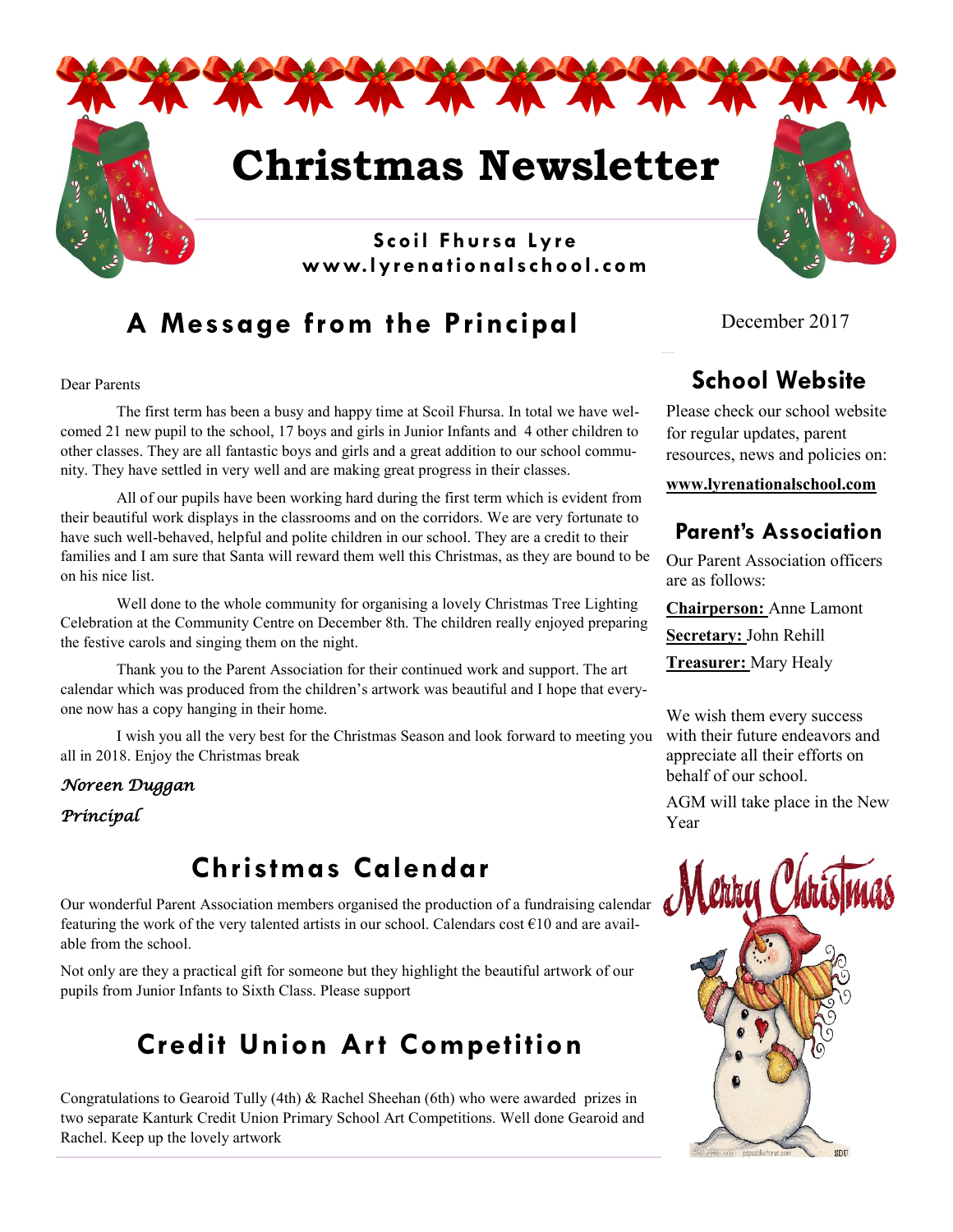# Christmas Newsletter

**Scoil Fhursa Lyre**
**www.lyrenationalschool.com**

December 2017

## A Message from the Principal

Dear Parents

The first term has been a busy and happy time at Scoil Fhursa. In total we have welcomed 21 new pupil to the school, 17 boys and girls in Junior Infants and 4 other children to other classes. They are all fantastic boys and girls and a great addition to our school community. They have settled in very well and are making great progress in their classes.

All of our pupils have been working hard during the first term which is evident from their beautiful work displays in the classrooms and on the corridors. We are very fortunate to have such well-behaved, helpful and polite children in our school. They are a credit to their families and I am sure that Santa will reward them well this Christmas, as they are bound to be on his nice list.

Well done to the whole community for organising a lovely Christmas Tree Lighting Celebration at the Community Centre on December 8th. The children really enjoyed preparing the festive carols and singing them on the night.

Thank you to the Parent Association for their continued work and support. The art calendar which was produced from the children's artwork was beautiful and I hope that everyone now has a copy hanging in their home.

I wish you all the very best for the Christmas Season and look forward to meeting you all in 2018. Enjoy the Christmas break

*Noreen Duggan*

*Principal*

## Christmas Calendar

Our wonderful Parent Association members organised the production of a fundraising calendar featuring the work of the very talented artists in our school. Calendars cost €10 and are available from the school.

Not only are they a practical gift for someone but they highlight the beautiful artwork of our pupils from Junior Infants to Sixth Class. Please support

## Credit Union Art Competition

Congratulations to Gearoid Tully (4th) & Rachel Sheehan (6th) who were awarded prizes in two separate Kanturk Credit Union Primary School Art Competitions. Well done Gearoid and Rachel. Keep up the lovely artwork

## School Website

Please check our school website for regular updates, parent resources, news and policies on:

**www.lyrenationalschool.com**

## Parent's Association

Our Parent Association officers are as follows:

**Chairperson:** Anne Lamont

**Secretary:** John Rehill

**Treasurer:** Mary Healy

We wish them every success with their future endeavors and appreciate all their efforts on behalf of our school.

AGM will take place in the New Year

Merry Christmas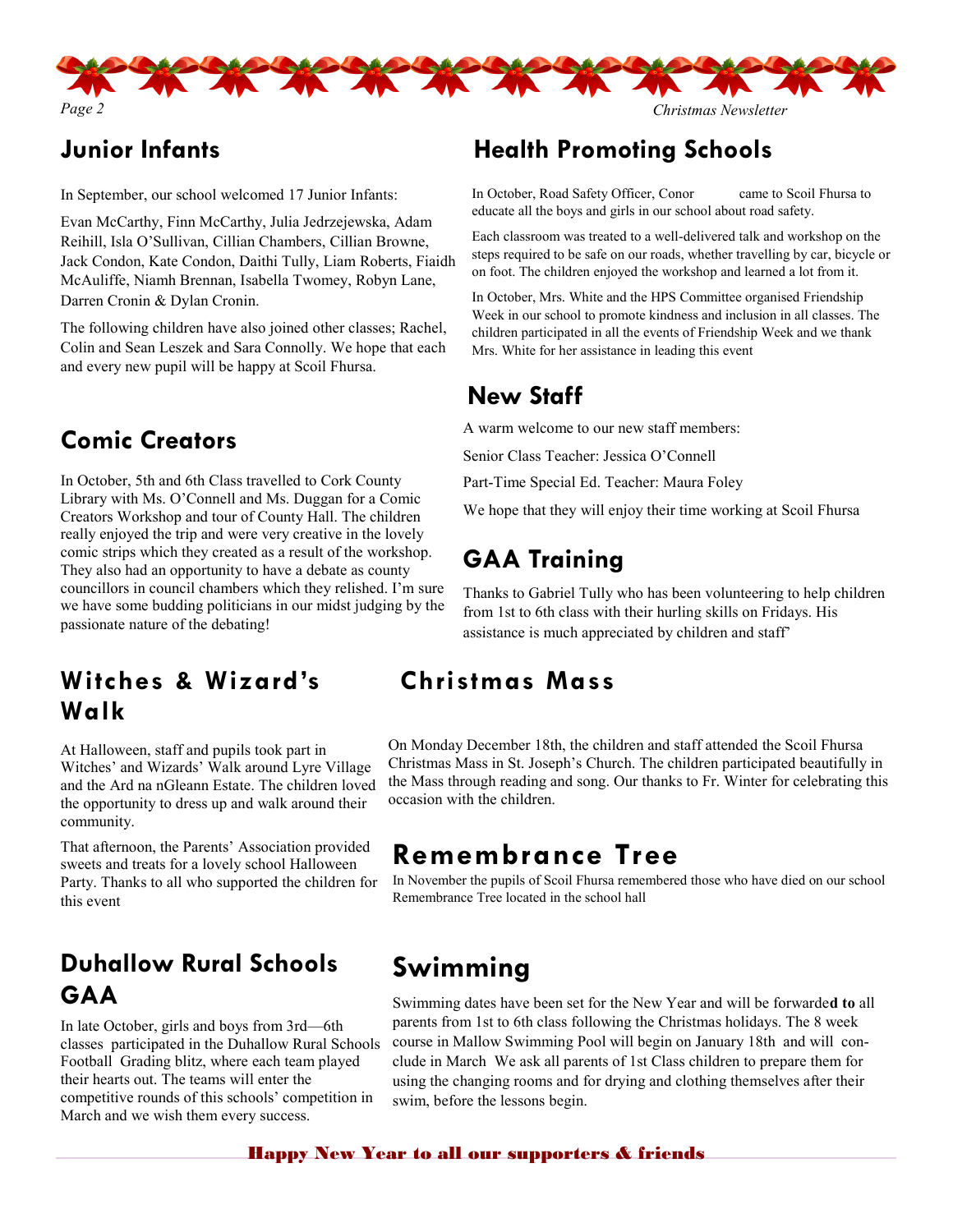## Junior Infants

In September, our school welcomed 17 Junior Infants:

Evan McCarthy, Finn McCarthy, Julia Jedrzejewska, Adam Reihill, Isla O'Sullivan, Cillian Chambers, Cillian Browne, Jack Condon, Kate Condon, Daithi Tully, Liam Roberts, Fiaidh McAuliffe, Niamh Brennan, Isabella Twomey, Robyn Lane, Darren Cronin & Dylan Cronin.

The following children have also joined other classes; Rachel, Colin and Sean Leszek and Sara Connolly. We hope that each and every new pupil will be happy at Scoil Fhursa.

## Comic Creators

In October, 5th and 6th Class travelled to Cork County Library with Ms. O'Connell and Ms. Duggan for a Comic Creators Workshop and tour of County Hall. The children really enjoyed the trip and were very creative in the lovely comic strips which they created as a result of the workshop. They also had an opportunity to have a debate as county councillors in council chambers which they relished. I'm sure we have some budding politicians in our midst judging by the passionate nature of the debating!

## Witches & Wizard's Walk

At Halloween, staff and pupils took part in Witches' and Wizards' Walk around Lyre Village and the Ard na nGleann Estate. The children loved the opportunity to dress up and walk around their community.

That afternoon, the Parents' Association provided sweets and treats for a lovely school Halloween Party. Thanks to all who supported the children for this event

## Duhallow Rural Schools GAA

In late October, girls and boys from 3rd—6th classes participated in the Duhallow Rural Schools Football Grading blitz, where each team played their hearts out. The teams will enter the competitive rounds of this schools' competition in March and we wish them every success.

## Health Promoting Schools

In October, Road Safety Officer, Conor came to Scoil Fhursa to educate all the boys and girls in our school about road safety.

Each classroom was treated to a well-delivered talk and workshop on the steps required to be safe on our roads, whether travelling by car, bicycle or on foot. The children enjoyed the workshop and learned a lot from it.

In October, Mrs. White and the HPS Committee organised Friendship Week in our school to promote kindness and inclusion in all classes. The children participated in all the events of Friendship Week and we thank Mrs. White for her assistance in leading this event

## New Staff

A warm welcome to our new staff members:

Senior Class Teacher: Jessica O'Connell

Part-Time Special Ed. Teacher: Maura Foley

We hope that they will enjoy their time working at Scoil Fhursa

## GAA Training

Thanks to Gabriel Tully who has been volunteering to help children from 1st to 6th class with their hurling skills on Fridays. His assistance is much appreciated by children and staff'

## Christmas Mass

On Monday December 18th, the children and staff attended the Scoil Fhursa Christmas Mass in St. Joseph's Church. The children participated beautifully in the Mass through reading and song. Our thanks to Fr. Winter for celebrating this occasion with the children.

## Remembrance Tree

In November the pupils of Scoil Fhursa remembered those who have died on our school Remembrance Tree located in the school hall

## Swimming

Swimming dates have been set for the New Year and will be forwarde**d to** all parents from 1st to 6th class following the Christmas holidays. The 8 week course in Mallow Swimming Pool will begin on January 18th and will conclude in March We ask all parents of 1st Class children to prepare them for using the changing rooms and for drying and clothing themselves after their swim, before the lessons begin.

**Happy New Year to all our supporters & friends**